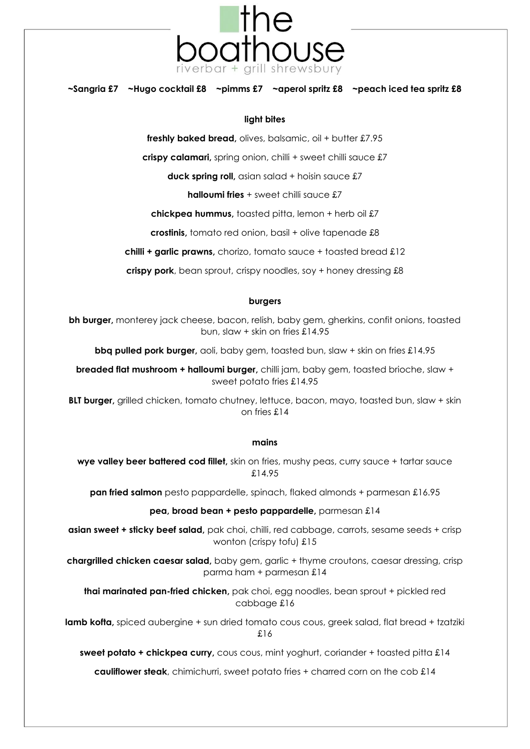# the boathouse

riverbar + grill shrewsbury

**~Sangria £7 ~Hugo cocktail £8 ~pimms £7 ~aperol spritz £8 ~peach iced tea spritz £8**

## light bites

**freshly baked bread,** olives, balsamic, oil + butter £7.95

**crispy calamari,** spring onion, chilli + sweet chilli sauce £7

**duck spring roll,** asian salad + hoisin sauce £7

**halloumi fries** + sweet chilli sauce £7

**chickpea hummus,** toasted pitta, lemon + herb oil £7

**crostinis,** tomato red onion, basil + olive tapenade £8

**chilli + garlic prawns,** chorizo, tomato sauce + toasted bread £12

**crispy pork**, bean sprout, crispy noodles, soy + honey dressing £8

## burgers

**bh burger,** monterey jack cheese, bacon, relish, baby gem, gherkins, confit onions, toasted bun, slaw + skin on fries £14.95

**bbq pulled pork burger,** aoli, baby gem, toasted bun, slaw + skin on fries £14.95

**breaded flat mushroom + halloumi burger,** chilli jam, baby gem, toasted brioche, slaw + sweet potato fries £14.95

**BLT burger,** grilled chicken, tomato chutney, lettuce, bacon, mayo, toasted bun, slaw + skin on fries £14

## mains

**wye valley beer battered cod fillet,** skin on fries, mushy peas, curry sauce + tartar sauce £14.95

**pan fried salmon** pesto pappardelle, spinach, flaked almonds + parmesan £16.95

**pea, broad bean + pesto pappardelle,** parmesan £14

**asian sweet + sticky beef salad,** pak choi, chilli, red cabbage, carrots, sesame seeds + crisp wonton (crispy tofu) £15

**chargrilled chicken caesar salad,** baby gem, garlic + thyme croutons, caesar dressing, crisp parma ham + parmesan £14

**thai marinated pan-fried chicken,** pak choi, egg noodles, bean sprout + pickled red cabbage £16

**lamb kofta,** spiced aubergine + sun dried tomato cous cous, greek salad, flat bread + tzatziki £16

**sweet potato + chickpea curry,** cous cous, mint yoghurt, coriander + toasted pitta £14

**cauliflower steak**, chimichurri, sweet potato fries + charred corn on the cob £14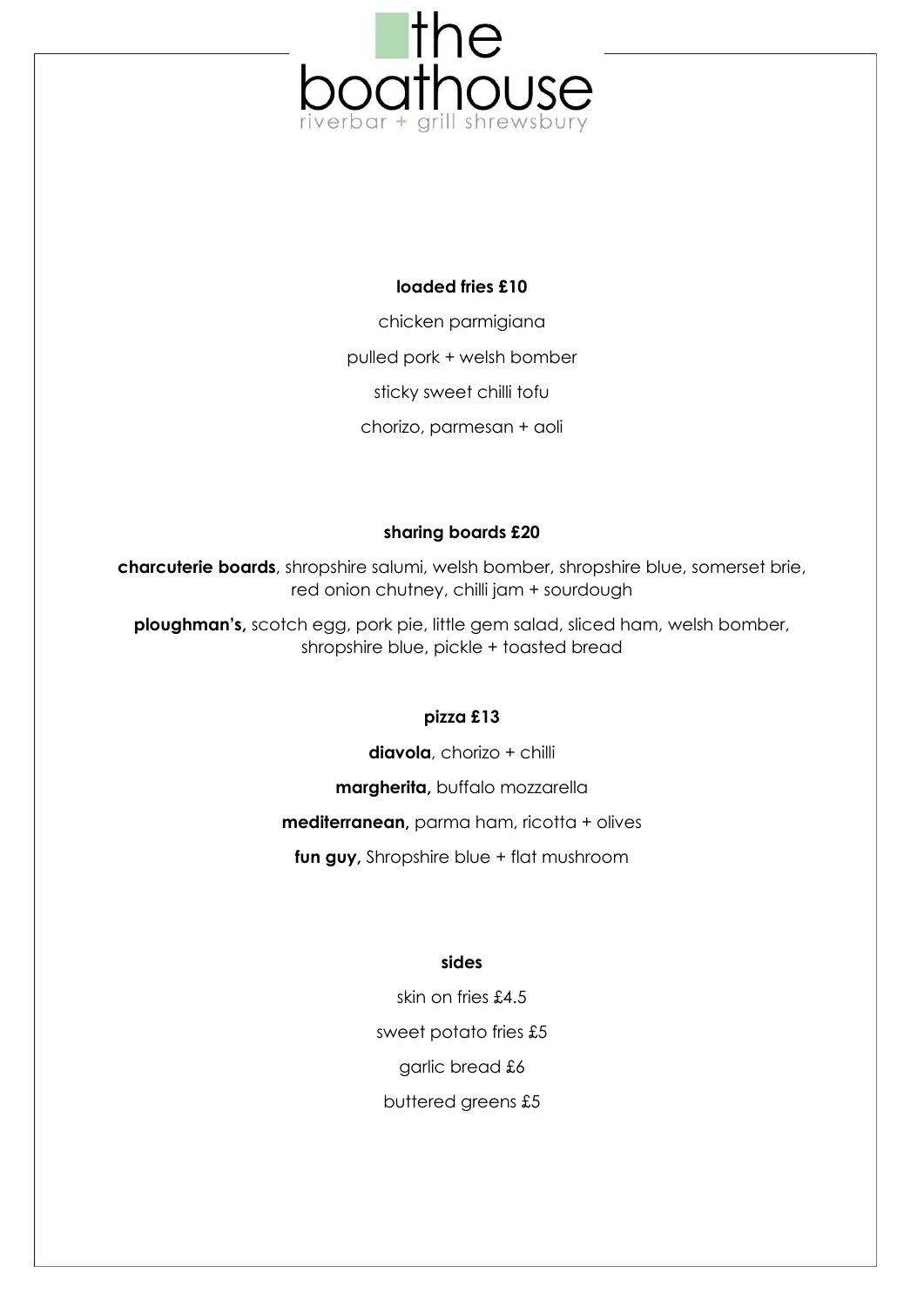# the boathouse

riverbar + grill shrewsbury

**loaded fries £10**

chicken parmigiana

pulled pork + welsh bomber

sticky sweet chilli tofu

chorizo, parmesan + aoli

**sharing boards £20**

**charcuterie boards**, shropshire salumi, welsh bomber, shropshire blue, somerset brie, red onion chutney, chilli jam + sourdough

**ploughman's,** scotch egg, pork pie, little gem salad, sliced ham, welsh bomber, shropshire blue, pickle + toasted bread

**pizza £13**

**diavola**, chorizo + chilli

**margherita,** buffalo mozzarella

**mediterranean,** parma ham, ricotta + olives

**fun guy,** Shropshire blue + flat mushroom

**sides**

skin on fries £4.5

sweet potato fries £5

garlic bread £6

buttered greens £5